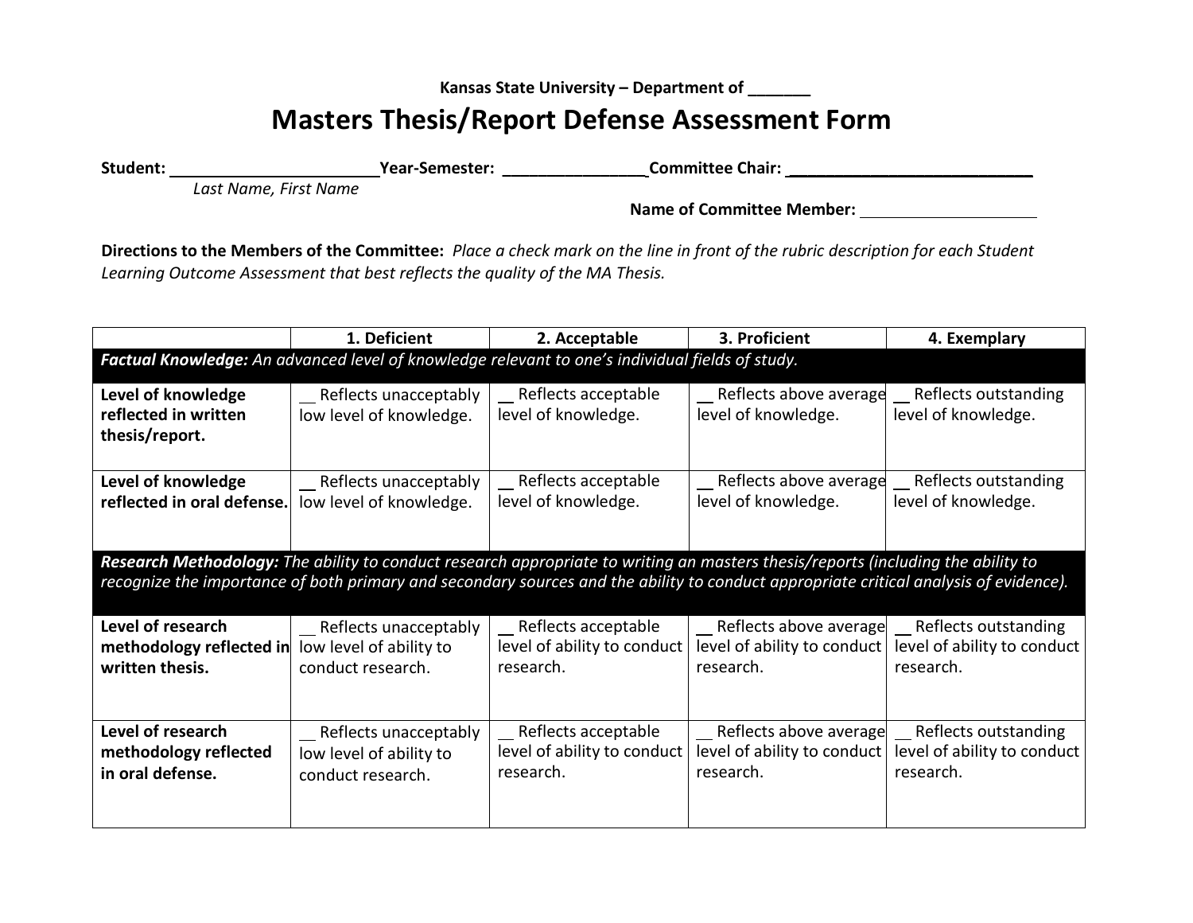**Kansas State University – Department of _______**

# Masters Thesis/Report Defense Assessment Form

**Student:** ________________________ **Year-Semester:** ________________ **Committee Chair:** ____________________________
*Last Name, First Name*

**Name of Committee Member:** ____________________

**Directions to the Members of the Committee:** *Place a check mark on the line in front of the rubric description for each Student Learning Outcome Assessment that best reflects the quality of the MA Thesis.*

| | 1. Deficient | 2. Acceptable | 3. Proficient | 4. Exemplary |
|---|---|---|---|---|
| ***Factual Knowledge:*** *An advanced level of knowledge relevant to one's individual fields of study.* | | | | |
| **Level of knowledge reflected in written thesis/report.** | __ Reflects unacceptably low level of knowledge. | __ Reflects acceptable level of knowledge. | __ Reflects above average level of knowledge. | __ Reflects outstanding level of knowledge. |
| **Level of knowledge reflected in oral defense.** | __ Reflects unacceptably low level of knowledge. | __ Reflects acceptable level of knowledge. | __ Reflects above average level of knowledge. | __ Reflects outstanding level of knowledge. |
| ***Research Methodology:*** *The ability to conduct research appropriate to writing an masters thesis/reports (including the ability to recognize the importance of both primary and secondary sources and the ability to conduct appropriate critical analysis of evidence).* | | | | |
| **Level of research methodology reflected in written thesis.** | __ Reflects unacceptably low level of ability to conduct research. | __ Reflects acceptable level of ability to conduct research. | __ Reflects above average level of ability to conduct research. | __ Reflects outstanding level of ability to conduct research. |
| **Level of research methodology reflected in oral defense.** | __ Reflects unacceptably low level of ability to conduct research. | __ Reflects acceptable level of ability to conduct research. | __ Reflects above average level of ability to conduct research. | __ Reflects outstanding level of ability to conduct research. |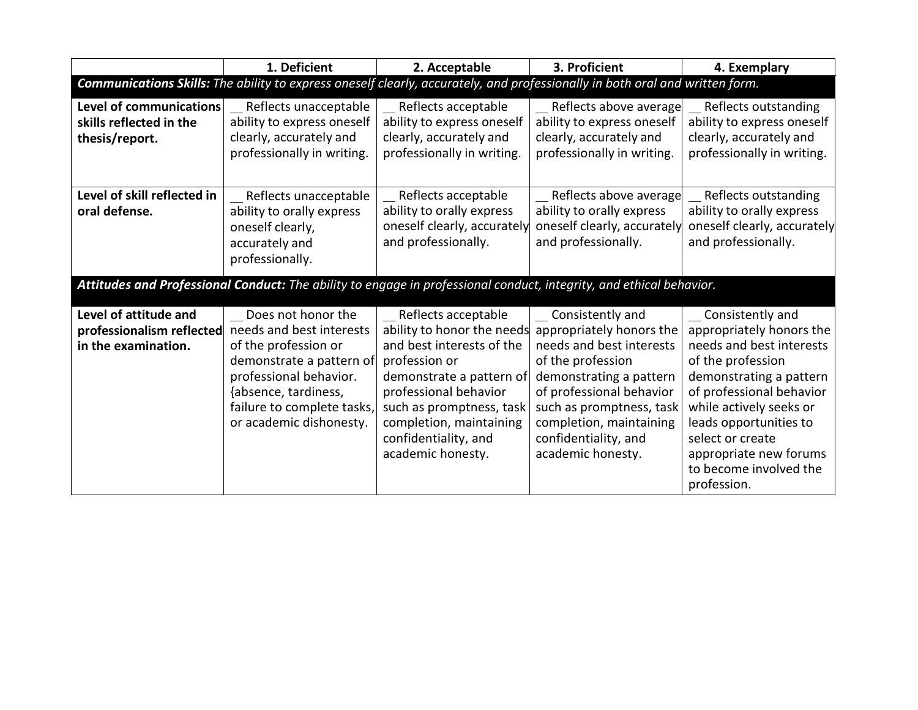| | 1. Deficient | 2. Acceptable | 3. Proficient | 4. Exemplary |
|---|---|---|---|---|
| ***Communications Skills:*** *The ability to express oneself clearly, accurately, and professionally in both oral and written form.* | | | | |
| **Level of communications skills reflected in the thesis/report.** | __ Reflects unacceptable ability to express oneself clearly, accurately and professionally in writing. | __ Reflects acceptable ability to express oneself clearly, accurately and professionally in writing. | __ Reflects above average ability to express oneself clearly, accurately and professionally in writing. | __ Reflects outstanding ability to express oneself clearly, accurately and professionally in writing. |
| **Level of skill reflected in oral defense.** | __ Reflects unacceptable ability to orally express oneself clearly, accurately and professionally. | __ Reflects acceptable ability to orally express oneself clearly, accurately and professionally. | __ Reflects above average ability to orally express oneself clearly, accurately and professionally. | __ Reflects outstanding ability to orally express oneself clearly, accurately and professionally. |
| ***Attitudes and Professional Conduct:*** *The ability to engage in professional conduct, integrity, and ethical behavior.* | | | | |
| **Level of attitude and professionalism reflected in the examination.** | __ Does not honor the needs and best interests of the profession or demonstrate a pattern of professional behavior. {absence, tardiness, failure to complete tasks, or academic dishonesty. | __ Reflects acceptable ability to honor the needs and best interests of the profession or demonstrate a pattern of professional behavior such as promptness, task completion, maintaining confidentiality, and academic honesty. | __ Consistently and appropriately honors the needs and best interests of the profession demonstrating a pattern of professional behavior such as promptness, task completion, maintaining confidentiality, and academic honesty. | __ Consistently and appropriately honors the needs and best interests of the profession demonstrating a pattern of professional behavior while actively seeks or leads opportunities to select or create appropriate new forums to become involved the profession. |